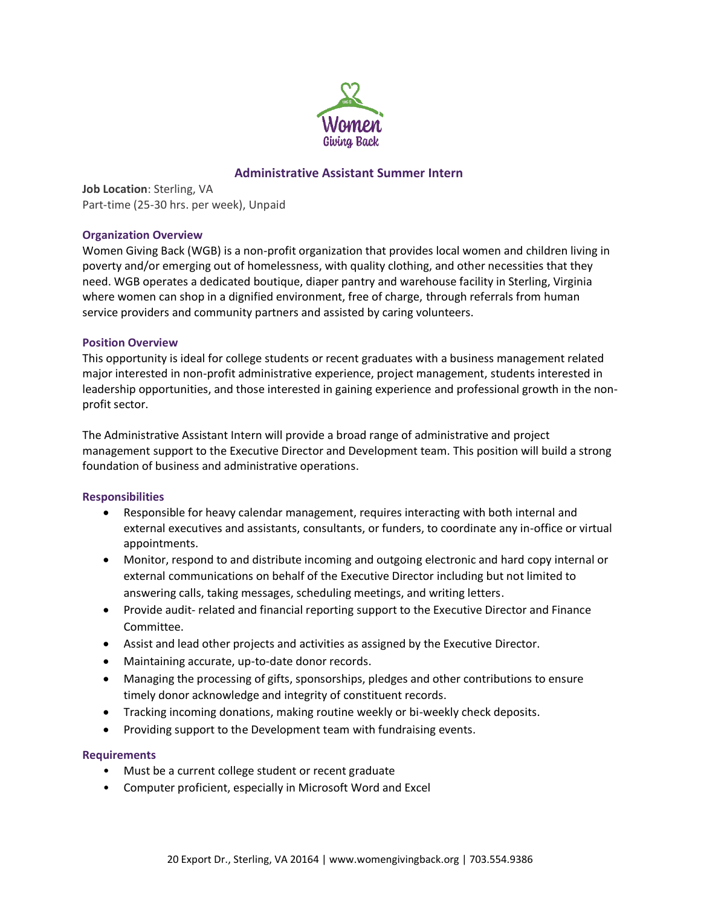# Administrative Assistant Summer Intern

**Job Location**: Sterling, VA
Part-time (25-30 hrs. per week), Unpaid

## Organization Overview

Women Giving Back (WGB) is a non-profit organization that provides local women and children living in poverty and/or emerging out of homelessness, with quality clothing, and other necessities that they need. WGB operates a dedicated boutique, diaper pantry and warehouse facility in Sterling, Virginia where women can shop in a dignified environment, free of charge, through referrals from human service providers and community partners and assisted by caring volunteers.

## Position Overview

This opportunity is ideal for college students or recent graduates with a business management related major interested in non-profit administrative experience, project management, students interested in leadership opportunities, and those interested in gaining experience and professional growth in the non-profit sector.

The Administrative Assistant Intern will provide a broad range of administrative and project management support to the Executive Director and Development team. This position will build a strong foundation of business and administrative operations.

## Responsibilities

- Responsible for heavy calendar management, requires interacting with both internal and external executives and assistants, consultants, or funders, to coordinate any in-office or virtual appointments.
- Monitor, respond to and distribute incoming and outgoing electronic and hard copy internal or external communications on behalf of the Executive Director including but not limited to answering calls, taking messages, scheduling meetings, and writing letters.
- Provide audit- related and financial reporting support to the Executive Director and Finance Committee.
- Assist and lead other projects and activities as assigned by the Executive Director.
- Maintaining accurate, up-to-date donor records.
- Managing the processing of gifts, sponsorships, pledges and other contributions to ensure timely donor acknowledge and integrity of constituent records.
- Tracking incoming donations, making routine weekly or bi-weekly check deposits.
- Providing support to the Development team with fundraising events.

## Requirements

- Must be a current college student or recent graduate
- Computer proficient, especially in Microsoft Word and Excel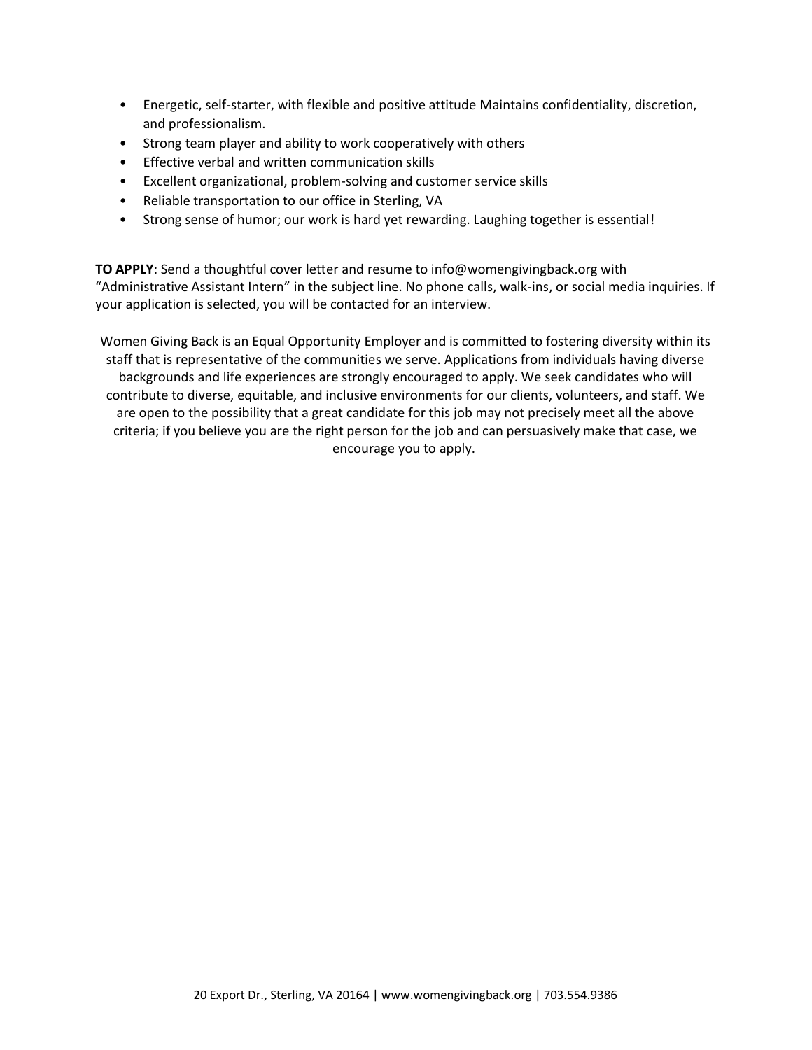- Energetic, self-starter, with flexible and positive attitude Maintains confidentiality, discretion, and professionalism.
- Strong team player and ability to work cooperatively with others
- Effective verbal and written communication skills
- Excellent organizational, problem-solving and customer service skills
- Reliable transportation to our office in Sterling, VA
- Strong sense of humor; our work is hard yet rewarding. Laughing together is essential!

**TO APPLY**: Send a thoughtful cover letter and resume to info@womengivingback.org with "Administrative Assistant Intern" in the subject line. No phone calls, walk-ins, or social media inquiries. If your application is selected, you will be contacted for an interview.

Women Giving Back is an Equal Opportunity Employer and is committed to fostering diversity within its staff that is representative of the communities we serve. Applications from individuals having diverse backgrounds and life experiences are strongly encouraged to apply. We seek candidates who will contribute to diverse, equitable, and inclusive environments for our clients, volunteers, and staff. We are open to the possibility that a great candidate for this job may not precisely meet all the above criteria; if you believe you are the right person for the job and can persuasively make that case, we encourage you to apply.

20 Export Dr., Sterling, VA 20164 | www.womengivingback.org | 703.554.9386